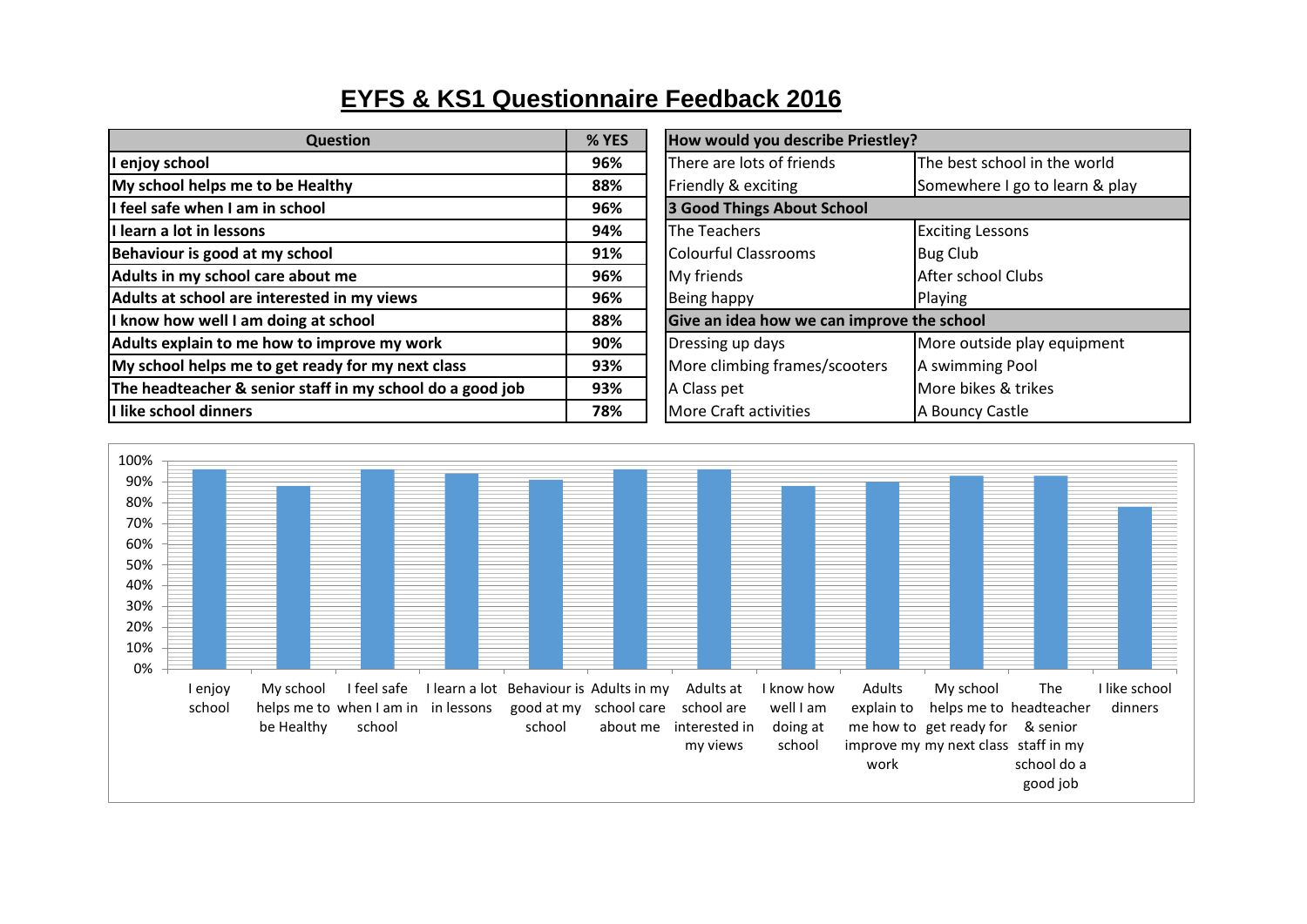# EYFS & KS1 Questionnaire Feedback 2016

| Question | % YES |
|---|---|
| I enjoy school | 96% |
| My school helps me to be Healthy | 88% |
| I feel safe when I am in school | 96% |
| I learn a lot in lessons | 94% |
| Behaviour is good at my school | 91% |
| Adults in my school care about me | 96% |
| Adults at school are interested in my views | 96% |
| I know how well I am doing at school | 88% |
| Adults explain to me how to improve my work | 90% |
| My school helps me to get ready for my next class | 93% |
| The headteacher & senior staff in my school do a good job | 93% |
| I like school dinners | 78% |

| How would you describe Priestley? | |
|---|---|
| There are lots of friends | The best school in the world |
| Friendly & exciting | Somewhere I go to learn & play |
| **3 Good Things About School** | |
| The Teachers | Exciting Lessons |
| Colourful Classrooms | Bug Club |
| My friends | After school Clubs |
| Being happy | Playing |
| **Give an idea how we can improve the school** | |
| Dressing up days | More outside play equipment |
| More climbing frames/scooters | A swimming Pool |
| A Class pet | More bikes & trikes |
| More Craft activities | A Bouncy Castle |

| Question | % YES (chart) |
|---|---|
| I enjoy school | 96% |
| My school helps me to be Healthy | 88% |
| I feel safe when I am in school | 96% |
| I learn a lot in lessons | 94% |
| Behaviour is good at my school | 91% |
| Adults in my school care about me | 96% |
| Adults at school are interested in my views | 96% |
| I know how well I am doing at school | 88% |
| Adults explain to me how to improve my work | 90% |
| My school helps me to get ready for my next class | 93% |
| The headteacher & senior staff in my school do a good job | 93% |
| I like school dinners | 78% |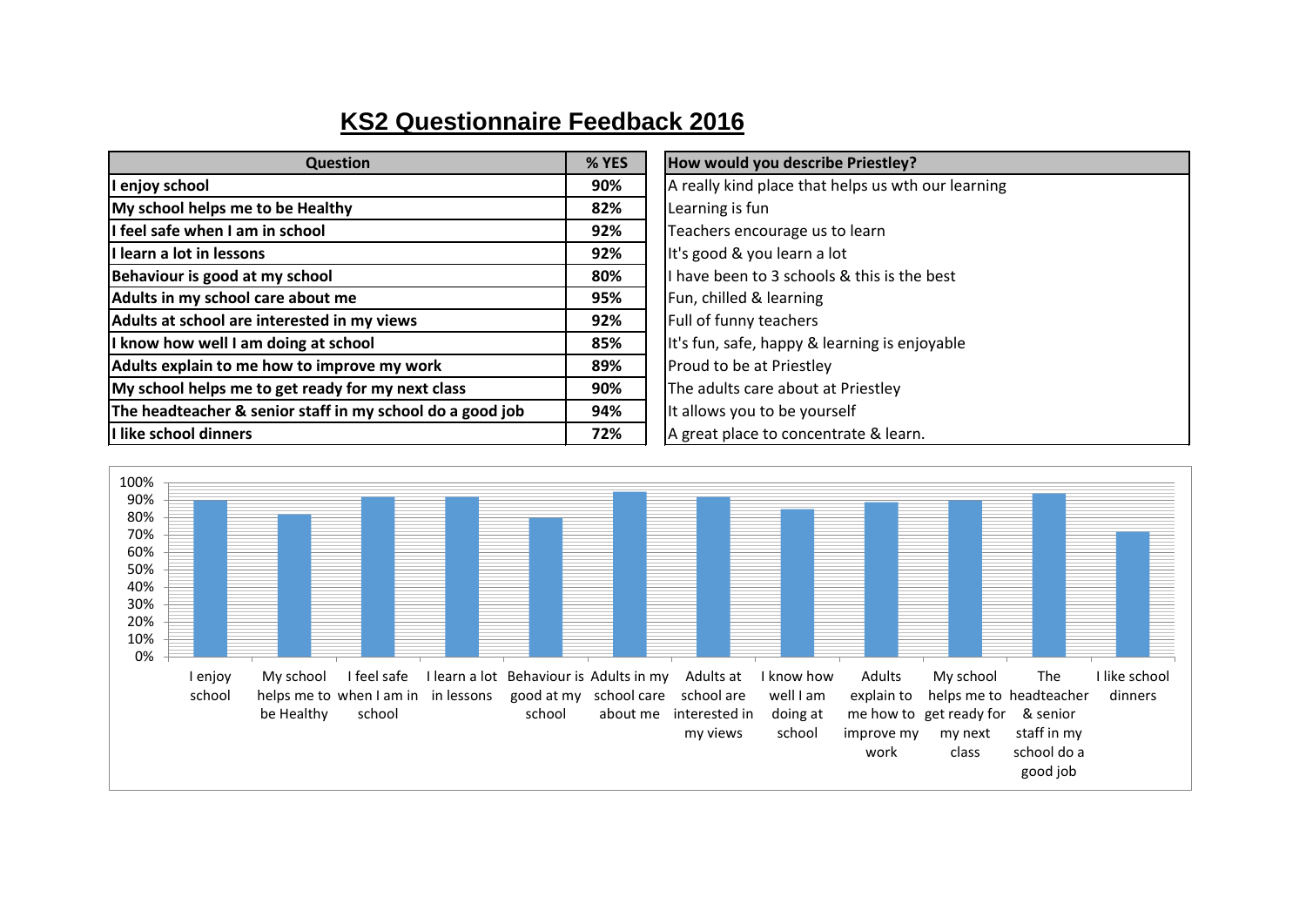# KS2 Questionnaire Feedback 2016

| Question | % YES |
|---|---|
| **I enjoy school** | **90%** |
| **My school helps me to be Healthy** | **82%** |
| **I feel safe when I am in school** | **92%** |
| **I learn a lot in lessons** | **92%** |
| **Behaviour is good at my school** | **80%** |
| **Adults in my school care about me** | **95%** |
| **Adults at school are interested in my views** | **92%** |
| **I know how well I am doing at school** | **85%** |
| **Adults explain to me how to improve my work** | **89%** |
| **My school helps me to get ready for my next class** | **90%** |
| **The headteacher & senior staff in my school do a good job** | **94%** |
| **I like school dinners** | **72%** |

| How would you describe Priestley? |
|---|
| A really kind place that helps us wth our learning |
| Learning is fun |
| Teachers encourage us to learn |
| It's good & you learn a lot |
| I have been to 3 schools & this is the best |
| Fun, chilled & learning |
| Full of funny teachers |
| It's fun, safe, happy & learning is enjoyable |
| Proud to be at Priestley |
| The adults care about at Priestley |
| It allows you to be yourself |
| A great place to concentrate & learn. |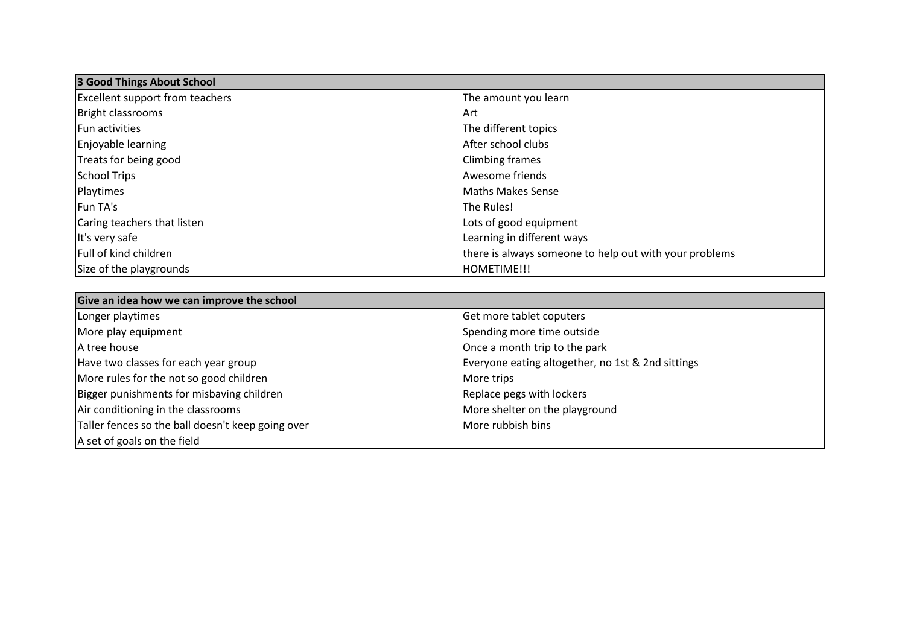| 3 Good Things About School | |
|---|---|
| Excellent support from teachers | The amount you learn |
| Bright classrooms | Art |
| Fun activities | The different topics |
| Enjoyable learning | After school clubs |
| Treats for being good | Climbing frames |
| School Trips | Awesome friends |
| Playtimes | Maths Makes Sense |
| Fun TA's | The Rules! |
| Caring teachers that listen | Lots of good equipment |
| It's very safe | Learning in different ways |
| Full of kind children | there is always someone to help out with your problems |
| Size of the playgrounds | HOMETIME!!! |

| Give an idea how we can improve the school | |
|---|---|
| Longer playtimes | Get more tablet coputers |
| More play equipment | Spending more time outside |
| A tree house | Once a month trip to the park |
| Have two classes for each year group | Everyone eating altogether, no 1st & 2nd sittings |
| More rules for the not so good children | More trips |
| Bigger punishments for misbaving children | Replace pegs with lockers |
| Air conditioning in the classrooms | More shelter on the playground |
| Taller fences so the ball doesn't keep going over | More rubbish bins |
| A set of goals on the field | |